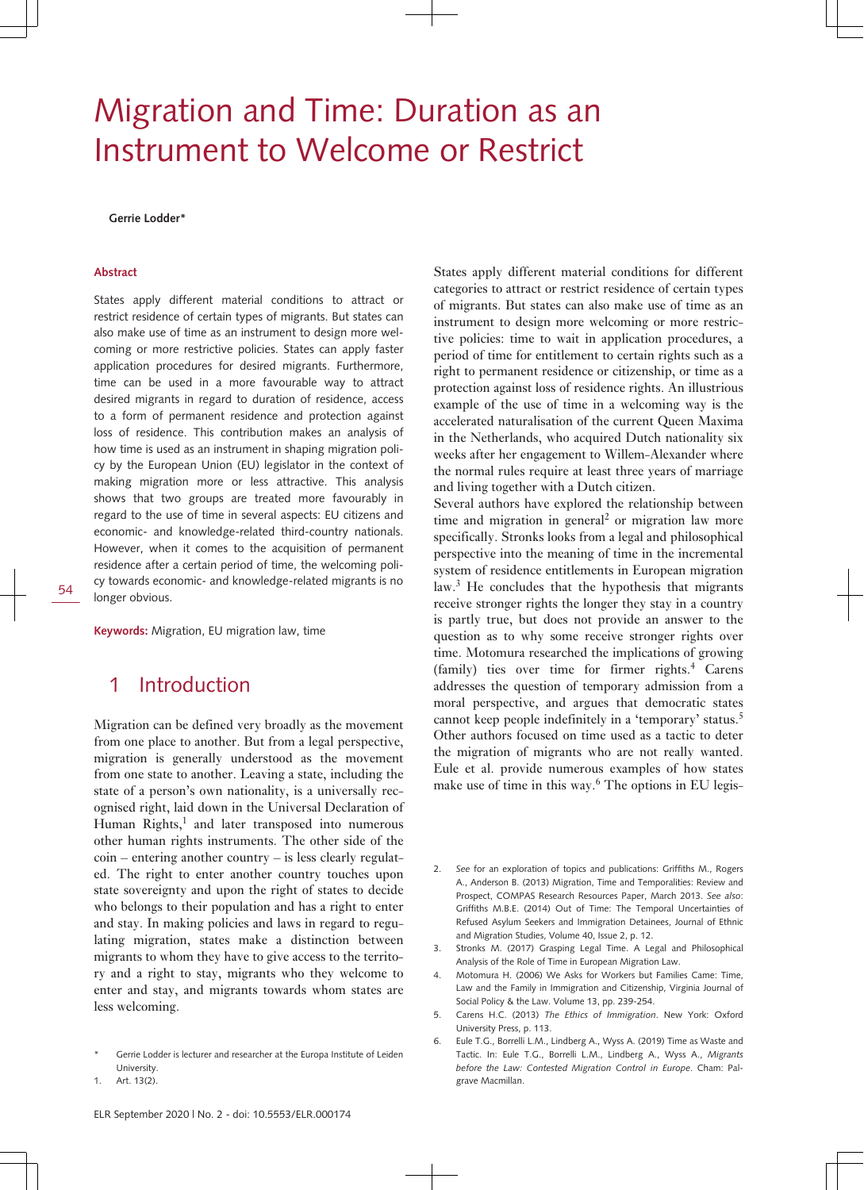# Migration and Time: Duration as an Instrument to Welcome or Restrict

**Gerrie Lodder***

**Abstract**

States apply different material conditions to attract or restrict residence of certain types of migrants. But states can also make use of time as an instrument to design more welcoming or more restrictive policies. States can apply faster application procedures for desired migrants. Furthermore, time can be used in a more favourable way to attract desired migrants in regard to duration of residence, access to a form of permanent residence and protection against loss of residence. This contribution makes an analysis of how time is used as an instrument in shaping migration policy by the European Union (EU) legislator in the context of making migration more or less attractive. This analysis shows that two groups are treated more favourably in regard to the use of time in several aspects: EU citizens and economic- and knowledge-related third-country nationals. However, when it comes to the acquisition of permanent residence after a certain period of time, the welcoming policy towards economic- and knowledge-related migrants is no longer obvious.

**Keywords:** Migration, EU migration law, time

## 1 Introduction

Migration can be defined very broadly as the movement from one place to another. But from a legal perspective, migration is generally understood as the movement from one state to another. Leaving a state, including the state of a person's own nationality, is a universally recognised right, laid down in the Universal Declaration of Human Rights,[1] and later transposed into numerous other human rights instruments. The other side of the coin – entering another country – is less clearly regulated. The right to enter another country touches upon state sovereignty and upon the right of states to decide who belongs to their population and has a right to enter and stay. In making policies and laws in regard to regulating migration, states make a distinction between migrants to whom they have to give access to the territory and a right to stay, migrants who they welcome to enter and stay, and migrants towards whom states are less welcoming.

States apply different material conditions for different categories to attract or restrict residence of certain types of migrants. But states can also make use of time as an instrument to design more welcoming or more restrictive policies: time to wait in application procedures, a period of time for entitlement to certain rights such as a right to permanent residence or citizenship, or time as a protection against loss of residence rights. An illustrious example of the use of time in a welcoming way is the accelerated naturalisation of the current Queen Maxima in the Netherlands, who acquired Dutch nationality six weeks after her engagement to Willem-Alexander where the normal rules require at least three years of marriage and living together with a Dutch citizen.

Several authors have explored the relationship between time and migration in general[2] or migration law more specifically. Stronks looks from a legal and philosophical perspective into the meaning of time in the incremental system of residence entitlements in European migration law.[3] He concludes that the hypothesis that migrants receive stronger rights the longer they stay in a country is partly true, but does not provide an answer to the question as to why some receive stronger rights over time. Motomura researched the implications of growing (family) ties over time for firmer rights.[4] Carens addresses the question of temporary admission from a moral perspective, and argues that democratic states cannot keep people indefinitely in a 'temporary' status.[5] Other authors focused on time used as a tactic to deter the migration of migrants who are not really wanted. Eule et al. provide numerous examples of how states make use of time in this way.[6] The options in EU legis-

---

\* Gerrie Lodder is lecturer and researcher at the Europa Institute of Leiden University.

1. Art. 13(2).

2. *See* for an exploration of topics and publications: Griffiths M., Rogers A., Anderson B. (2013) Migration, Time and Temporalities: Review and Prospect, COMPAS Research Resources Paper, March 2013. *See also*: Griffiths M.B.E. (2014) Out of Time: The Temporal Uncertainties of Refused Asylum Seekers and Immigration Detainees, Journal of Ethnic and Migration Studies, Volume 40, Issue 2, p. 12.

3. Stronks M. (2017) Grasping Legal Time. A Legal and Philosophical Analysis of the Role of Time in European Migration Law.

4. Motomura H. (2006) We Asks for Workers but Families Came: Time, Law and the Family in Immigration and Citizenship, Virginia Journal of Social Policy & the Law. Volume 13, pp. 239-254.

5. Carens H.C. (2013) *The Ethics of Immigration*. New York: Oxford University Press, p. 113.

6. Eule T.G., Borrelli L.M., Lindberg A., Wyss A. (2019) Time as Waste and Tactic. In: Eule T.G., Borrelli L.M., Lindberg A., Wyss A., *Migrants before the Law: Contested Migration Control in Europe*. Cham: Palgrave Macmillan.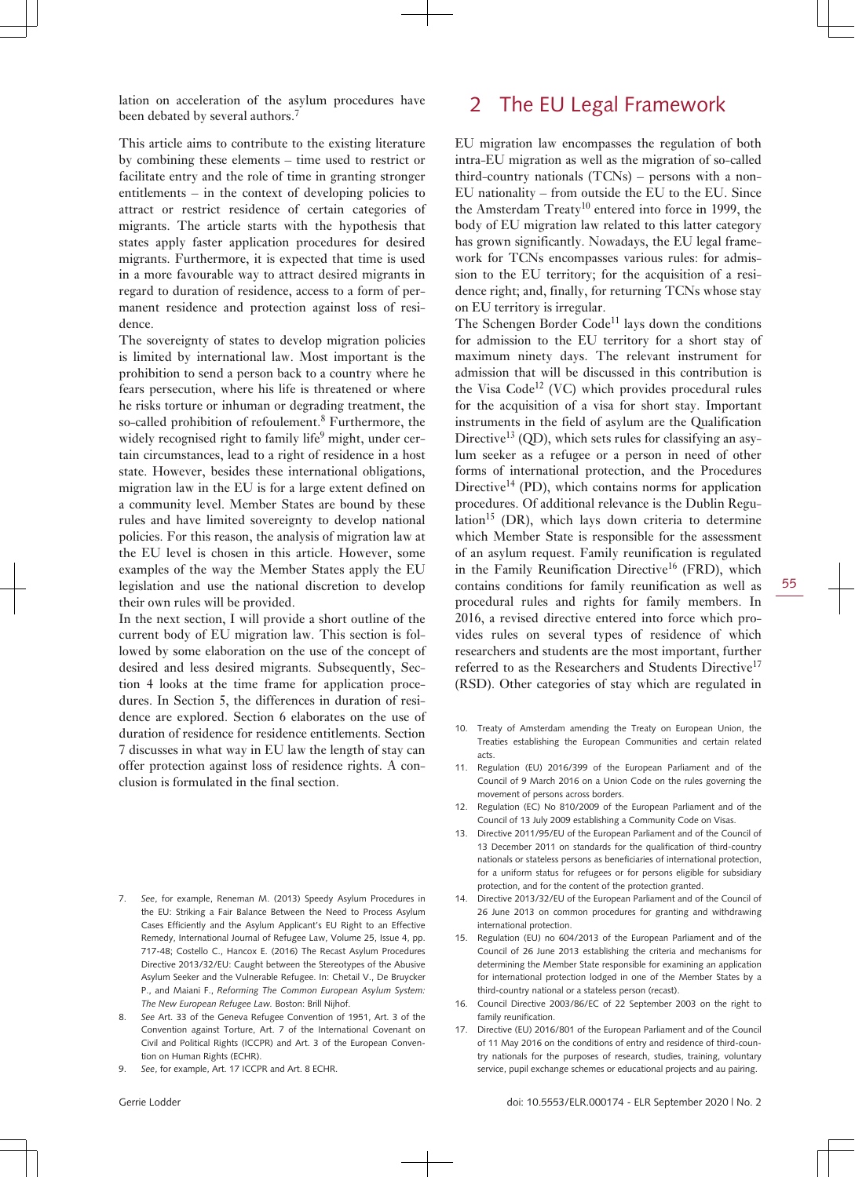lation on acceleration of the asylum procedures have been debated by several authors.[7]

This article aims to contribute to the existing literature by combining these elements – time used to restrict or facilitate entry and the role of time in granting stronger entitlements – in the context of developing policies to attract or restrict residence of certain categories of migrants. The article starts with the hypothesis that states apply faster application procedures for desired migrants. Furthermore, it is expected that time is used in a more favourable way to attract desired migrants in regard to duration of residence, access to a form of permanent residence and protection against loss of residence.

The sovereignty of states to develop migration policies is limited by international law. Most important is the prohibition to send a person back to a country where he fears persecution, where his life is threatened or where he risks torture or inhuman or degrading treatment, the so-called prohibition of refoulement.[8] Furthermore, the widely recognised right to family life[9] might, under certain circumstances, lead to a right of residence in a host state. However, besides these international obligations, migration law in the EU is for a large extent defined on a community level. Member States are bound by these rules and have limited sovereignty to develop national policies. For this reason, the analysis of migration law at the EU level is chosen in this article. However, some examples of the way the Member States apply the EU legislation and use the national discretion to develop their own rules will be provided.

In the next section, I will provide a short outline of the current body of EU migration law. This section is followed by some elaboration on the use of the concept of desired and less desired migrants. Subsequently, Section 4 looks at the time frame for application procedures. In Section 5, the differences in duration of residence are explored. Section 6 elaborates on the use of duration of residence for residence entitlements. Section 7 discusses in what way in EU law the length of stay can offer protection against loss of residence rights. A conclusion is formulated in the final section.

## 2 The EU Legal Framework

EU migration law encompasses the regulation of both intra-EU migration as well as the migration of so-called third-country nationals (TCNs) – persons with a non-EU nationality – from outside the EU to the EU. Since the Amsterdam Treaty[10] entered into force in 1999, the body of EU migration law related to this latter category has grown significantly. Nowadays, the EU legal framework for TCNs encompasses various rules: for admission to the EU territory; for the acquisition of a residence right; and, finally, for returning TCNs whose stay on EU territory is irregular.

The Schengen Border Code[11] lays down the conditions for admission to the EU territory for a short stay of maximum ninety days. The relevant instrument for admission that will be discussed in this contribution is the Visa Code[12] (VC) which provides procedural rules for the acquisition of a visa for short stay. Important instruments in the field of asylum are the Qualification Directive[13] (QD), which sets rules for classifying an asylum seeker as a refugee or a person in need of other forms of international protection, and the Procedures Directive[14] (PD), which contains norms for application procedures. Of additional relevance is the Dublin Regulation[15] (DR), which lays down criteria to determine which Member State is responsible for the assessment of an asylum request. Family reunification is regulated in the Family Reunification Directive[16] (FRD), which contains conditions for family reunification as well as procedural rules and rights for family members. In 2016, a revised directive entered into force which provides rules on several types of residence of which researchers and students are the most important, further referred to as the Researchers and Students Directive[17] (RSD). Other categories of stay which are regulated in

7. *See*, for example, Reneman M. (2013) Speedy Asylum Procedures in the EU: Striking a Fair Balance Between the Need to Process Asylum Cases Efficiently and the Asylum Applicant's EU Right to an Effective Remedy, International Journal of Refugee Law, Volume 25, Issue 4, pp. 717-48; Costello C., Hancox E. (2016) The Recast Asylum Procedures Directive 2013/32/EU: Caught between the Stereotypes of the Abusive Asylum Seeker and the Vulnerable Refugee. In: Chetail V., De Bruycker P., and Maiani F., *Reforming The Common European Asylum System: The New European Refugee Law.* Boston: Brill Nijhof.
8. *See* Art. 33 of the Geneva Refugee Convention of 1951, Art. 3 of the Convention against Torture, Art. 7 of the International Covenant on Civil and Political Rights (ICCPR) and Art. 3 of the European Convention on Human Rights (ECHR).
9. *See*, for example, Art. 17 ICCPR and Art. 8 ECHR.
10. Treaty of Amsterdam amending the Treaty on European Union, the Treaties establishing the European Communities and certain related acts.
11. Regulation (EU) 2016/399 of the European Parliament and of the Council of 9 March 2016 on a Union Code on the rules governing the movement of persons across borders.
12. Regulation (EC) No 810/2009 of the European Parliament and of the Council of 13 July 2009 establishing a Community Code on Visas.
13. Directive 2011/95/EU of the European Parliament and of the Council of 13 December 2011 on standards for the qualification of third-country nationals or stateless persons as beneficiaries of international protection, for a uniform status for refugees or for persons eligible for subsidiary protection, and for the content of the protection granted.
14. Directive 2013/32/EU of the European Parliament and of the Council of 26 June 2013 on common procedures for granting and withdrawing international protection.
15. Regulation (EU) no 604/2013 of the European Parliament and of the Council of 26 June 2013 establishing the criteria and mechanisms for determining the Member State responsible for examining an application for international protection lodged in one of the Member States by a third-country national or a stateless person (recast).
16. Council Directive 2003/86/EC of 22 September 2003 on the right to family reunification.
17. Directive (EU) 2016/801 of the European Parliament and of the Council of 11 May 2016 on the conditions of entry and residence of third-country nationals for the purposes of research, studies, training, voluntary service, pupil exchange schemes or educational projects and au pairing.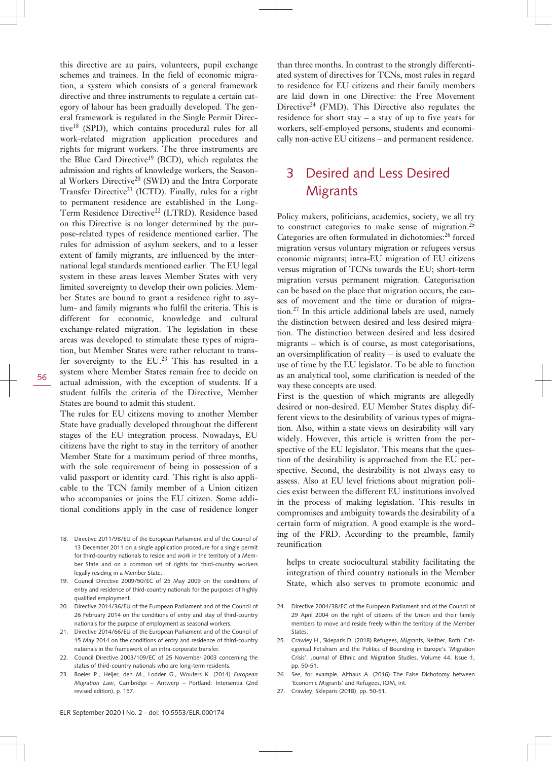this directive are au pairs, volunteers, pupil exchange schemes and trainees. In the field of economic migration, a system which consists of a general framework directive and three instruments to regulate a certain category of labour has been gradually developed. The general framework is regulated in the Single Permit Directive[18] (SPD), which contains procedural rules for all work-related migration application procedures and rights for migrant workers. The three instruments are the Blue Card Directive[19] (BCD), which regulates the admission and rights of knowledge workers, the Seasonal Workers Directive[20] (SWD) and the Intra Corporate Transfer Directive[21] (ICTD). Finally, rules for a right to permanent residence are established in the Long-Term Residence Directive[22] (LTRD). Residence based on this Directive is no longer determined by the purpose-related types of residence mentioned earlier. The rules for admission of asylum seekers, and to a lesser extent of family migrants, are influenced by the international legal standards mentioned earlier. The EU legal system in these areas leaves Member States with very limited sovereignty to develop their own policies. Member States are bound to grant a residence right to asylum- and family migrants who fulfil the criteria. This is different for economic, knowledge and cultural exchange-related migration. The legislation in these areas was developed to stimulate these types of migration, but Member States were rather reluctant to transfer sovereignty to the EU.[23] This has resulted in a system where Member States remain free to decide on actual admission, with the exception of students. If a student fulfils the criteria of the Directive, Member States are bound to admit this student.

The rules for EU citizens moving to another Member State have gradually developed throughout the different stages of the EU integration process. Nowadays, EU citizens have the right to stay in the territory of another Member State for a maximum period of three months, with the sole requirement of being in possession of a valid passport or identity card. This right is also applicable to the TCN family member of a Union citizen who accompanies or joins the EU citizen. Some additional conditions apply in the case of residence longer than three months. In contrast to the strongly differentiated system of directives for TCNs, most rules in regard to residence for EU citizens and their family members are laid down in one Directive: the Free Movement Directive[24] (FMD). This Directive also regulates the residence for short stay – a stay of up to five years for workers, self-employed persons, students and economically non-active EU citizens – and permanent residence.

## 3 Desired and Less Desired Migrants

Policy makers, politicians, academics, society, we all try to construct categories to make sense of migration.[25] Categories are often formulated in dichotomies:[26] forced migration versus voluntary migration or refugees versus economic migrants; intra-EU migration of EU citizens versus migration of TCNs towards the EU; short-term migration versus permanent migration. Categorisation can be based on the place that migration occurs, the causes of movement and the time or duration of migration.[27] In this article additional labels are used, namely the distinction between desired and less desired migration. The distinction between desired and less desired migrants – which is of course, as most categorisations, an oversimplification of reality – is used to evaluate the use of time by the EU legislator. To be able to function as an analytical tool, some clarification is needed of the way these concepts are used.

First is the question of which migrants are allegedly desired or non-desired. EU Member States display different views to the desirability of various types of migration. Also, within a state views on desirability will vary widely. However, this article is written from the perspective of the EU legislator. This means that the question of the desirability is approached from the EU perspective. Second, the desirability is not always easy to assess. Also at EU level frictions about migration policies exist between the different EU institutions involved in the process of making legislation. This results in compromises and ambiguity towards the desirability of a certain form of migration. A good example is the wording of the FRD. According to the preamble, family reunification

> helps to create sociocultural stability facilitating the integration of third country nationals in the Member State, which also serves to promote economic and

---

18. Directive 2011/98/EU of the European Parliament and of the Council of 13 December 2011 on a single application procedure for a single permit for third-country nationals to reside and work in the territory of a Member State and on a common set of rights for third-country workers legally residing in a Member State.
19. Council Directive 2009/50/EC of 25 May 2009 on the conditions of entry and residence of third-country nationals for the purposes of highly qualified employment.
20. Directive 2014/36/EU of the European Parliament and of the Council of 26 February 2014 on the conditions of entry and stay of third-country nationals for the purpose of employment as seasonal workers.
21. Directive 2014/66/EU of the European Parliament and of the Council of 15 May 2014 on the conditions of entry and residence of third-country nationals in the framework of an intra-corporate transfer.
22. Council Directive 2003/109/EC of 25 November 2003 concerning the status of third-country nationals who are long-term residents.
23. Boeles P., Heijer, den M., Lodder G., Wouters K. (2014) *European Migration Law*, Cambridge – Antwerp – Portland: Intersentia (2nd revised edition), p. 157.
24. Directive 2004/38/EC of the European Parliament and of the Council of 29 April 2004 on the right of citizens of the Union and their family members to move and reside freely within the territory of the Member States.
25. Crawley H., Skleparis D. (2018) Refugees, Migrants, Neither, Both: Categorical Fetishism and the Politics of Bounding in Europe's 'Migration Crisis', Journal of Ethnic and Migration Studies, Volume 44, Issue 1, pp. 50-51.
26. *See*, for example, Althaus A. (2016) The False Dichotomy between 'Economic Migrants' and Refugees, IOM, int.
27. Crawley, Skleparis (2018), pp. 50-51.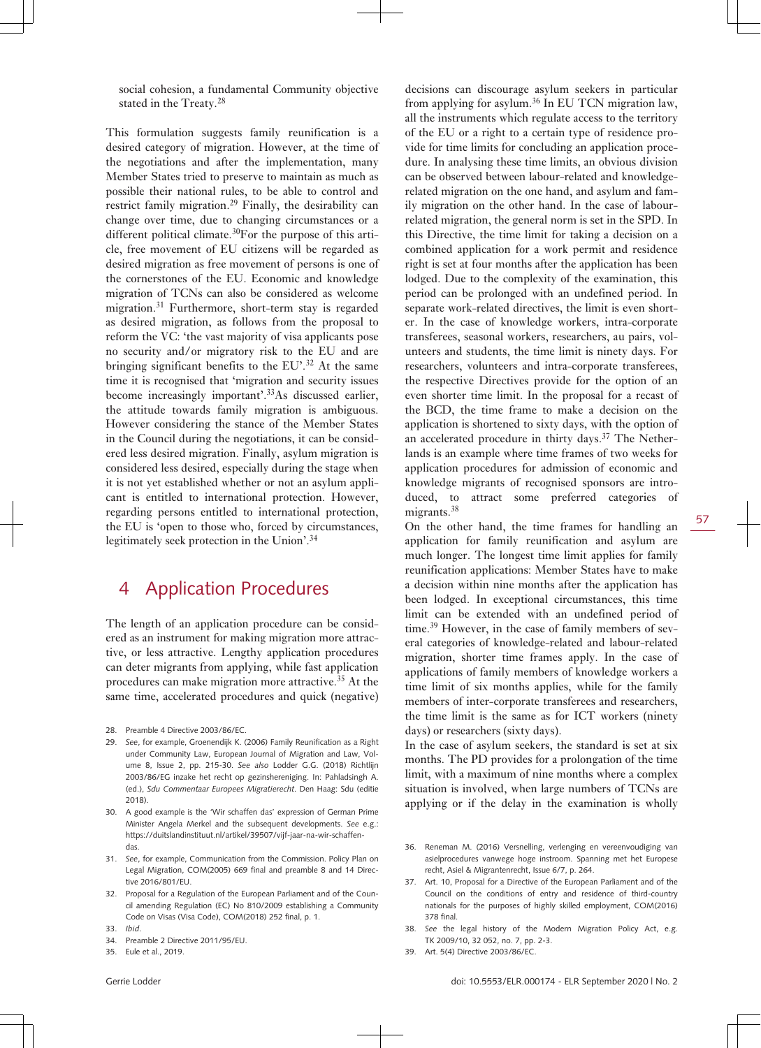social cohesion, a fundamental Community objective stated in the Treaty.[28]

This formulation suggests family reunification is a desired category of migration. However, at the time of the negotiations and after the implementation, many Member States tried to preserve to maintain as much as possible their national rules, to be able to control and restrict family migration.[29] Finally, the desirability can change over time, due to changing circumstances or a different political climate.[30]For the purpose of this article, free movement of EU citizens will be regarded as desired migration as free movement of persons is one of the cornerstones of the EU. Economic and knowledge migration of TCNs can also be considered as welcome migration.[31] Furthermore, short-term stay is regarded as desired migration, as follows from the proposal to reform the VC: 'the vast majority of visa applicants pose no security and/or migratory risk to the EU and are bringing significant benefits to the EU'.[32] At the same time it is recognised that 'migration and security issues become increasingly important'.[33]As discussed earlier, the attitude towards family migration is ambiguous. However considering the stance of the Member States in the Council during the negotiations, it can be considered less desired migration. Finally, asylum migration is considered less desired, especially during the stage when it is not yet established whether or not an asylum applicant is entitled to international protection. However, regarding persons entitled to international protection, the EU is 'open to those who, forced by circumstances, legitimately seek protection in the Union'.[34]

## 4 Application Procedures

The length of an application procedure can be considered as an instrument for making migration more attractive, or less attractive. Lengthy application procedures can deter migrants from applying, while fast application procedures can make migration more attractive.[35] At the same time, accelerated procedures and quick (negative) decisions can discourage asylum seekers in particular from applying for asylum.[36] In EU TCN migration law, all the instruments which regulate access to the territory of the EU or a right to a certain type of residence provide for time limits for concluding an application procedure. In analysing these time limits, an obvious division can be observed between labour-related and knowledge-related migration on the one hand, and asylum and family migration on the other hand. In the case of labour-related migration, the general norm is set in the SPD. In this Directive, the time limit for taking a decision on a combined application for a work permit and residence right is set at four months after the application has been lodged. Due to the complexity of the examination, this period can be prolonged with an undefined period. In separate work-related directives, the limit is even shorter. In the case of knowledge workers, intra-corporate transferees, seasonal workers, researchers, au pairs, volunteers and students, the time limit is ninety days. For researchers, volunteers and intra-corporate transferees, the respective Directives provide for the option of an even shorter time limit. In the proposal for a recast of the BCD, the time frame to make a decision on the application is shortened to sixty days, with the option of an accelerated procedure in thirty days.[37] The Netherlands is an example where time frames of two weeks for application procedures for admission of economic and knowledge migrants of recognised sponsors are introduced, to attract some preferred categories of migrants.[38]

On the other hand, the time frames for handling an application for family reunification and asylum are much longer. The longest time limit applies for family reunification applications: Member States have to make a decision within nine months after the application has been lodged. In exceptional circumstances, this time limit can be extended with an undefined period of time.[39] However, in the case of family members of several categories of knowledge-related and labour-related migration, shorter time frames apply. In the case of applications of family members of knowledge workers a time limit of six months applies, while for the family members of inter-corporate transferees and researchers, the time limit is the same as for ICT workers (ninety days) or researchers (sixty days).

In the case of asylum seekers, the standard is set at six months. The PD provides for a prolongation of the time limit, with a maximum of nine months where a complex situation is involved, when large numbers of TCNs are applying or if the delay in the examination is wholly

28. Preamble 4 Directive 2003/86/EC.
29. *See*, for example, Groenendijk K. (2006) Family Reunification as a Right under Community Law, European Journal of Migration and Law, Volume 8, Issue 2, pp. 215-30. *See also* Lodder G.G. (2018) Richtlijn 2003/86/EG inzake het recht op gezinshereniging. In: Pahladsingh A. (ed.), *Sdu Commentaar Europees Migratierecht*. Den Haag: Sdu (editie 2018).
30. A good example is the 'Wir schaffen das' expression of German Prime Minister Angela Merkel and the subsequent developments. *See* e.g.: https://duitslandinstituut.nl/artikel/39507/vijf-jaar-na-wir-schaffen-das.
31. *See*, for example, Communication from the Commission. Policy Plan on Legal Migration, COM(2005) 669 final and preamble 8 and 14 Directive 2016/801/EU.
32. Proposal for a Regulation of the European Parliament and of the Council amending Regulation (EC) No 810/2009 establishing a Community Code on Visas (Visa Code), COM(2018) 252 final, p. 1.
33. *Ibid*.
34. Preamble 2 Directive 2011/95/EU.
35. Eule et al., 2019.
36. Reneman M. (2016) Versnelling, verlenging en vereenvoudiging van asielprocedures vanwege hoge instroom. Spanning met het Europese recht, Asiel & Migrantenrecht, Issue 6/7, p. 264.
37. Art. 10, Proposal for a Directive of the European Parliament and of the Council on the conditions of entry and residence of third-country nationals for the purposes of highly skilled employment, COM(2016) 378 final.
38. *See* the legal history of the Modern Migration Policy Act, e.g. TK 2009/10, 32 052, no. 7, pp. 2-3.
39. Art. 5(4) Directive 2003/86/EC.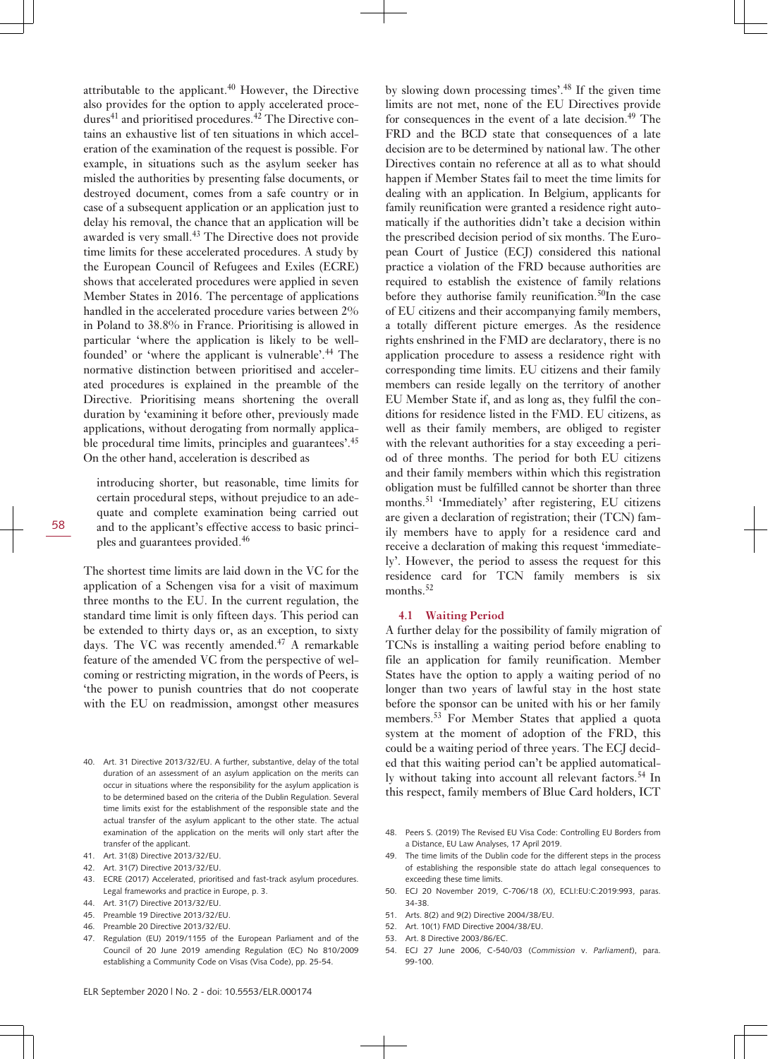attributable to the applicant.[40] However, the Directive also provides for the option to apply accelerated procedures[41] and prioritised procedures.[42] The Directive contains an exhaustive list of ten situations in which acceleration of the examination of the request is possible. For example, in situations such as the asylum seeker has misled the authorities by presenting false documents, or destroyed document, comes from a safe country or in case of a subsequent application or an application just to delay his removal, the chance that an application will be awarded is very small.[43] The Directive does not provide time limits for these accelerated procedures. A study by the European Council of Refugees and Exiles (ECRE) shows that accelerated procedures were applied in seven Member States in 2016. The percentage of applications handled in the accelerated procedure varies between 2% in Poland to 38.8% in France. Prioritising is allowed in particular 'where the application is likely to be well-founded' or 'where the applicant is vulnerable'.[44] The normative distinction between prioritised and accelerated procedures is explained in the preamble of the Directive. Prioritising means shortening the overall duration by 'examining it before other, previously made applications, without derogating from normally applicable procedural time limits, principles and guarantees'.[45] On the other hand, acceleration is described as

> introducing shorter, but reasonable, time limits for certain procedural steps, without prejudice to an adequate and complete examination being carried out and to the applicant's effective access to basic principles and guarantees provided.[46]

The shortest time limits are laid down in the VC for the application of a Schengen visa for a visit of maximum three months to the EU. In the current regulation, the standard time limit is only fifteen days. This period can be extended to thirty days or, as an exception, to sixty days. The VC was recently amended.[47] A remarkable feature of the amended VC from the perspective of welcoming or restricting migration, in the words of Peers, is 'the power to punish countries that do not cooperate with the EU on readmission, amongst other measures by slowing down processing times'.[48] If the given time limits are not met, none of the EU Directives provide for consequences in the event of a late decision.[49] The FRD and the BCD state that consequences of a late decision are to be determined by national law. The other Directives contain no reference at all as to what should happen if Member States fail to meet the time limits for dealing with an application. In Belgium, applicants for family reunification were granted a residence right automatically if the authorities didn't take a decision within the prescribed decision period of six months. The European Court of Justice (ECJ) considered this national practice a violation of the FRD because authorities are required to establish the existence of family relations before they authorise family reunification.[50] In the case of EU citizens and their accompanying family members, a totally different picture emerges. As the residence rights enshrined in the FMD are declaratory, there is no application procedure to assess a residence right with corresponding time limits. EU citizens and their family members can reside legally on the territory of another EU Member State if, and as long as, they fulfil the conditions for residence listed in the FMD. EU citizens, as well as their family members, are obliged to register with the relevant authorities for a stay exceeding a period of three months. The period for both EU citizens and their family members within which this registration obligation must be fulfilled cannot be shorter than three months.[51] 'Immediately' after registering, EU citizens are given a declaration of registration; their (TCN) family members have to apply for a residence card and receive a declaration of making this request 'immediately'. However, the period to assess the request for this residence card for TCN family members is six months.[52]

### 4.1 Waiting Period

A further delay for the possibility of family migration of TCNs is installing a waiting period before enabling to file an application for family reunification. Member States have the option to apply a waiting period of no longer than two years of lawful stay in the host state before the sponsor can be united with his or her family members.[53] For Member States that applied a quota system at the moment of adoption of the FRD, this could be a waiting period of three years. The ECJ decided that this waiting period can't be applied automatically without taking into account all relevant factors.[54] In this respect, family members of Blue Card holders, ICT

---

40. Art. 31 Directive 2013/32/EU. A further, substantive, delay of the total duration of an assessment of an asylum application on the merits can occur in situations where the responsibility for the asylum application is to be determined based on the criteria of the Dublin Regulation. Several time limits exist for the establishment of the responsible state and the actual transfer of the asylum applicant to the other state. The actual examination of the application on the merits will only start after the transfer of the applicant.
41. Art. 31(8) Directive 2013/32/EU.
42. Art. 31(7) Directive 2013/32/EU.
43. ECRE (2017) Accelerated, prioritised and fast-track asylum procedures. Legal frameworks and practice in Europe, p. 3.
44. Art. 31(7) Directive 2013/32/EU.
45. Preamble 19 Directive 2013/32/EU.
46. Preamble 20 Directive 2013/32/EU.
47. Regulation (EU) 2019/1155 of the European Parliament and of the Council of 20 June 2019 amending Regulation (EC) No 810/2009 establishing a Community Code on Visas (Visa Code), pp. 25-54.
48. Peers S. (2019) The Revised EU Visa Code: Controlling EU Borders from a Distance, EU Law Analyses, 17 April 2019.
49. The time limits of the Dublin code for the different steps in the process of establishing the responsible state do attach legal consequences to exceeding these time limits.
50. ECJ 20 November 2019, C-706/18 (*X*), ECLI:EU:C:2019:993, paras. 34-38.
51. Arts. 8(2) and 9(2) Directive 2004/38/EU.
52. Art. 10(1) FMD Directive 2004/38/EU.
53. Art. 8 Directive 2003/86/EC.
54. ECJ 27 June 2006, C-540/03 (*Commission* v. *Parliament*), para. 99-100.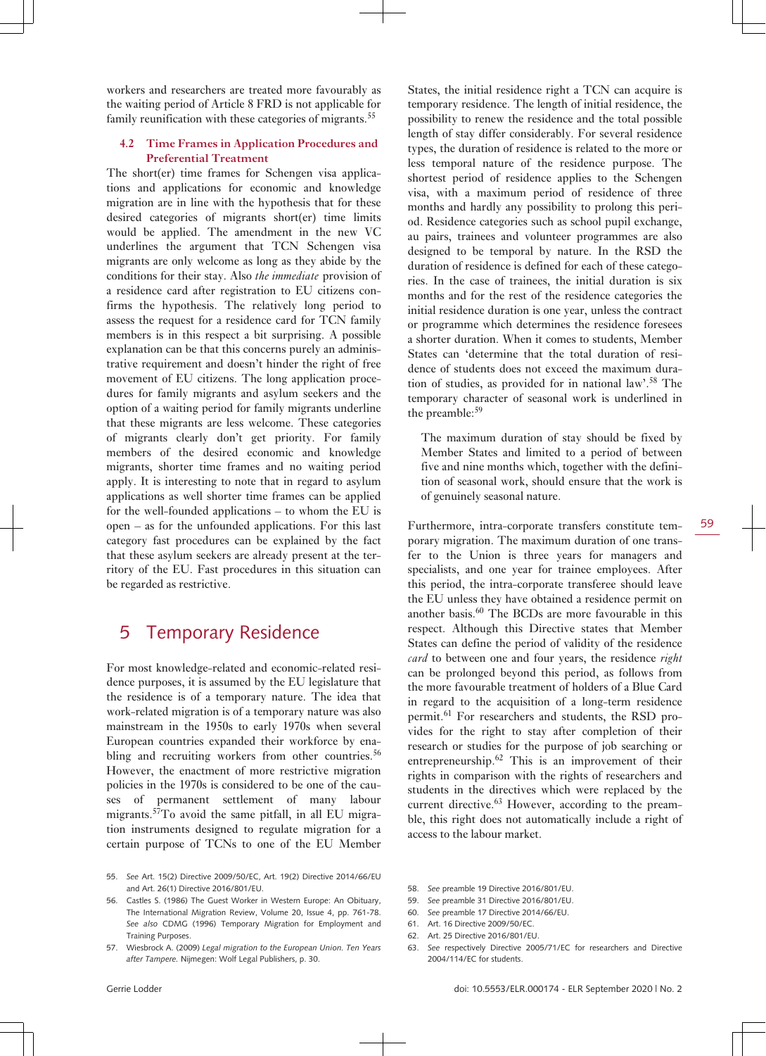workers and researchers are treated more favourably as the waiting period of Article 8 FRD is not applicable for family reunification with these categories of migrants.[55]

### 4.2 Time Frames in Application Procedures and Preferential Treatment

The short(er) time frames for Schengen visa applications and applications for economic and knowledge migration are in line with the hypothesis that for these desired categories of migrants short(er) time limits would be applied. The amendment in the new VC underlines the argument that TCN Schengen visa migrants are only welcome as long as they abide by the conditions for their stay. Also *the immediate* provision of a residence card after registration to EU citizens confirms the hypothesis. The relatively long period to assess the request for a residence card for TCN family members is in this respect a bit surprising. A possible explanation can be that this concerns purely an administrative requirement and doesn't hinder the right of free movement of EU citizens. The long application procedures for family migrants and asylum seekers and the option of a waiting period for family migrants underline that these migrants are less welcome. These categories of migrants clearly don't get priority. For family members of the desired economic and knowledge migrants, shorter time frames and no waiting period apply. It is interesting to note that in regard to asylum applications as well shorter time frames can be applied for the well-founded applications – to whom the EU is open – as for the unfounded applications. For this last category fast procedures can be explained by the fact that these asylum seekers are already present at the territory of the EU. Fast procedures in this situation can be regarded as restrictive.

## 5 Temporary Residence

For most knowledge-related and economic-related residence purposes, it is assumed by the EU legislature that the residence is of a temporary nature. The idea that work-related migration is of a temporary nature was also mainstream in the 1950s to early 1970s when several European countries expanded their workforce by enabling and recruiting workers from other countries.[56] However, the enactment of more restrictive migration policies in the 1970s is considered to be one of the causes of permanent settlement of many labour migrants.[57] To avoid the same pitfall, in all EU migration instruments designed to regulate migration for a certain purpose of TCNs to one of the EU Member States, the initial residence right a TCN can acquire is temporary residence. The length of initial residence, the possibility to renew the residence and the total possible length of stay differ considerably. For several residence types, the duration of residence is related to the more or less temporal nature of the residence purpose. The shortest period of residence applies to the Schengen visa, with a maximum period of residence of three months and hardly any possibility to prolong this period. Residence categories such as school pupil exchange, au pairs, trainees and volunteer programmes are also designed to be temporal by nature. In the RSD the duration of residence is defined for each of these categories. In the case of trainees, the initial duration is six months and for the rest of the residence categories the initial residence duration is one year, unless the contract or programme which determines the residence foresees a shorter duration. When it comes to students, Member States can 'determine that the total duration of residence of students does not exceed the maximum duration of studies, as provided for in national law'.[58] The temporary character of seasonal work is underlined in the preamble:[59]

> The maximum duration of stay should be fixed by Member States and limited to a period of between five and nine months which, together with the definition of seasonal work, should ensure that the work is of genuinely seasonal nature.

Furthermore, intra-corporate transfers constitute temporary migration. The maximum duration of one transfer to the Union is three years for managers and specialists, and one year for trainee employees. After this period, the intra-corporate transferee should leave the EU unless they have obtained a residence permit on another basis.[60] The BCDs are more favourable in this respect. Although this Directive states that Member States can define the period of validity of the residence *card* to between one and four years, the residence *right* can be prolonged beyond this period, as follows from the more favourable treatment of holders of a Blue Card in regard to the acquisition of a long-term residence permit.[61] For researchers and students, the RSD provides for the right to stay after completion of their research or studies for the purpose of job searching or entrepreneurship.[62] This is an improvement of their rights in comparison with the rights of researchers and students in the directives which were replaced by the current directive.[63] However, according to the preamble, this right does not automatically include a right of access to the labour market.

---

55. *See* Art. 15(2) Directive 2009/50/EC, Art. 19(2) Directive 2014/66/EU and Art. 26(1) Directive 2016/801/EU.
56. Castles S. (1986) The Guest Worker in Western Europe: An Obituary, The International Migration Review, Volume 20, Issue 4, pp. 761-78. *See also* CDMG (1996) Temporary Migration for Employment and Training Purposes.
57. Wiesbrock A. (2009) *Legal migration to the European Union. Ten Years after Tampere.* Nijmegen: Wolf Legal Publishers, p. 30.
58. *See* preamble 19 Directive 2016/801/EU.
59. *See* preamble 31 Directive 2016/801/EU.
60. *See* preamble 17 Directive 2014/66/EU.
61. Art. 16 Directive 2009/50/EC.
62. Art. 25 Directive 2016/801/EU.
63. *See* respectively Directive 2005/71/EC for researchers and Directive 2004/114/EC for students.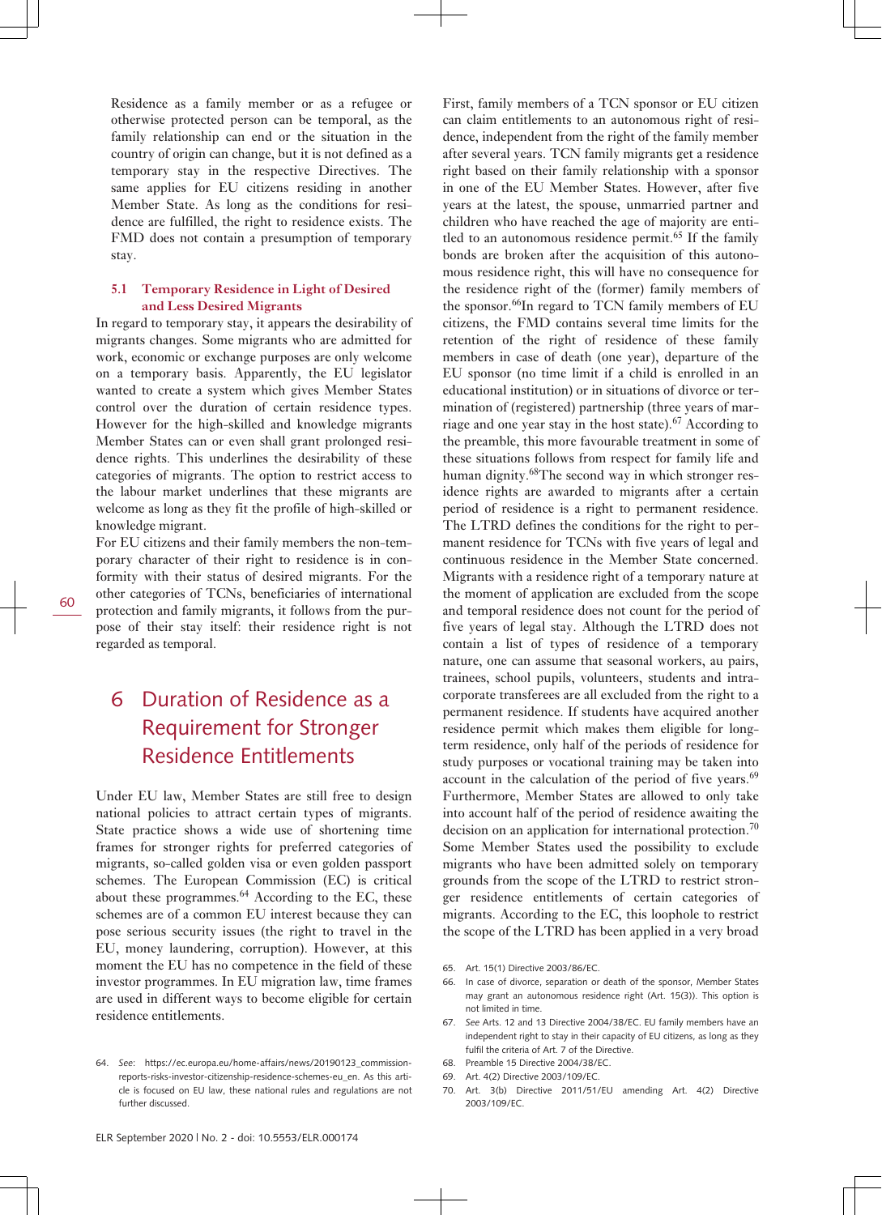Residence as a family member or as a refugee or otherwise protected person can be temporal, as the family relationship can end or the situation in the country of origin can change, but it is not defined as a temporary stay in the respective Directives. The same applies for EU citizens residing in another Member State. As long as the conditions for residence are fulfilled, the right to residence exists. The FMD does not contain a presumption of temporary stay.

### 5.1 Temporary Residence in Light of Desired and Less Desired Migrants

In regard to temporary stay, it appears the desirability of migrants changes. Some migrants who are admitted for work, economic or exchange purposes are only welcome on a temporary basis. Apparently, the EU legislator wanted to create a system which gives Member States control over the duration of certain residence types. However for the high-skilled and knowledge migrants Member States can or even shall grant prolonged residence rights. This underlines the desirability of these categories of migrants. The option to restrict access to the labour market underlines that these migrants are welcome as long as they fit the profile of high-skilled or knowledge migrant.

For EU citizens and their family members the non-temporary character of their right to residence is in conformity with their status of desired migrants. For the other categories of TCNs, beneficiaries of international protection and family migrants, it follows from the purpose of their stay itself: their residence right is not regarded as temporal.

## 6 Duration of Residence as a Requirement for Stronger Residence Entitlements

Under EU law, Member States are still free to design national policies to attract certain types of migrants. State practice shows a wide use of shortening time frames for stronger residence rights for preferred categories of migrants, so-called golden visa or even golden passport schemes. The European Commission (EC) is critical about these programmes.[64] According to the EC, these schemes are of a common EU interest because they can pose serious security issues (the right to travel in the EU, money laundering, corruption). However, at this moment the EU has no competence in the field of these investor programmes. In EU migration law, time frames are used in different ways to become eligible for certain residence entitlements.

First, family members of a TCN sponsor or EU citizen can claim entitlements to an autonomous right of residence, independent from the right of the family member after several years. TCN family migrants get a residence right based on their family relationship with a sponsor in one of the EU Member States. However, after five years at the latest, the spouse, unmarried partner and children who have reached the age of majority are entitled to an autonomous residence permit.[65] If the family bonds are broken after the acquisition of this autonomous residence right, this will have no consequence for the residence right of the (former) family members of the sponsor.[66] In regard to TCN family members of EU citizens, the FMD contains several time limits for the retention of the right of residence of these family members in case of death (one year), departure of the EU sponsor (no time limit if a child is enrolled in an educational institution) or in situations of divorce or termination of (registered) partnership (three years of marriage and one year stay in the host state).[67] According to the preamble, this more favourable treatment in some of these situations follows from respect for family life and human dignity.[68] The second way in which stronger residence rights are awarded to migrants after a certain period of residence is a right to permanent residence. The LTRD defines the conditions for the right to permanent residence for TCNs with five years of legal and continuous residence in the Member State concerned. Migrants with a residence right of a temporary nature at the moment of application are excluded from the scope and temporal residence does not count for the period of five years of legal stay. Although the LTRD does not contain a list of types of residence of a temporary nature, one can assume that seasonal workers, au pairs, trainees, school pupils, volunteers, students and intra-corporate transferees are all excluded from the right to a permanent residence. If students have acquired another residence permit which makes them eligible for long-term residence, only half of the periods of residence for study purposes or vocational training may be taken into account in the calculation of the period of five years.[69] Furthermore, Member States are allowed to only take into account half of the period of residence awaiting the decision on an application for international protection.[70] Some Member States used the possibility to exclude migrants who have been admitted solely on temporary grounds from the scope of the LTRD to restrict stronger residence entitlements of certain categories of migrants. According to the EC, this loophole to restrict the scope of the LTRD has been applied in a very broad

---

64. *See*: https://ec.europa.eu/home-affairs/news/20190123_commission-reports-risks-investor-citizenship-residence-schemes-eu_en. As this article is focused on EU law, these national rules and regulations are not further discussed.

65. Art. 15(1) Directive 2003/86/EC.

66. In case of divorce, separation or death of the sponsor, Member States may grant an autonomous residence right (Art. 15(3)). This option is not limited in time.

67. *See* Arts. 12 and 13 Directive 2004/38/EC. EU family members have an independent right to stay in their capacity of EU citizens, as long as they fulfil the criteria of Art. 7 of the Directive.

68. Preamble 15 Directive 2004/38/EC.

69. Art. 4(2) Directive 2003/109/EC.

70. Art. 3(b) Directive 2011/51/EU amending Art. 4(2) Directive 2003/109/EC.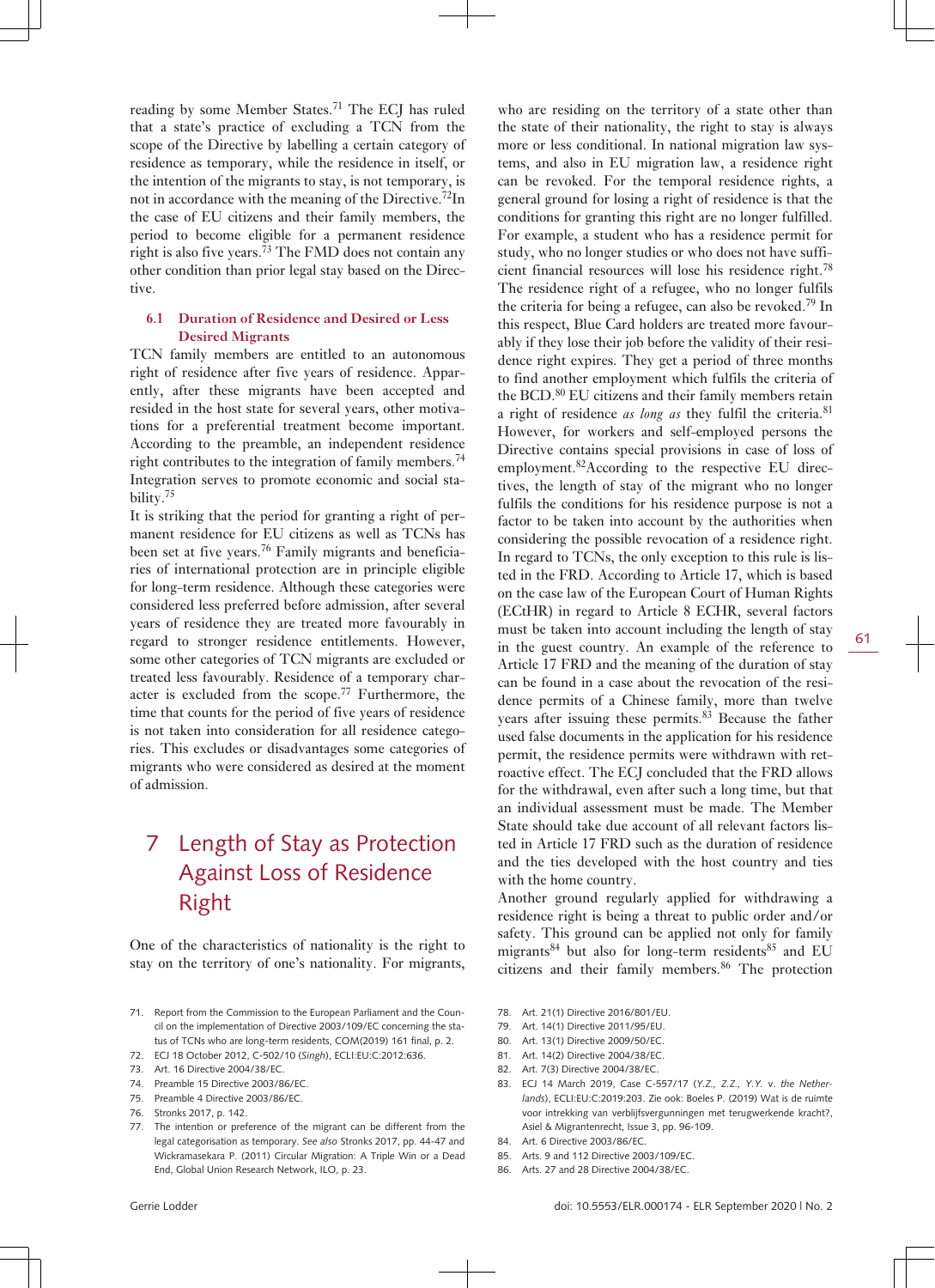reading by some Member States.[71] The ECJ has ruled that a state's practice of excluding a TCN from the scope of the Directive by labelling a certain category of residence as temporary, while the residence in itself, or the intention of the migrants to stay, is not temporary, is not in accordance with the meaning of the Directive.[72] In the case of EU citizens and their family members, the period to become eligible for a permanent residence right is also five years.[73] The FMD does not contain any other condition than prior legal stay based on the Directive.

### 6.1 Duration of Residence and Desired or Less Desired Migrants

TCN family members are entitled to an autonomous right of residence after five years of residence. Apparently, after these migrants have been accepted and resided in the host state for several years, other motivations for a preferential treatment become important. According to the preamble, an independent residence right contributes to the integration of family members.[74] Integration serves to promote economic and social stability.[75]

It is striking that the period for granting a right of permanent residence for EU citizens as well as TCNs has been set at five years.[76] Family migrants and beneficiaries of international protection are in principle eligible for long-term residence. Although these categories were considered less preferred before admission, after several years of residence they are treated more favourably in regard to stronger residence entitlements. However, some other categories of TCN migrants are excluded or treated less favourably. Residence of a temporary character is excluded from the scope.[77] Furthermore, the time that counts for the period of five years of residence is not taken into consideration for all residence categories. This excludes or disadvantages some categories of migrants who were considered as desired at the moment of admission.

## 7 Length of Stay as Protection Against Loss of Residence Right

One of the characteristics of nationality is the right to stay on the territory of one's nationality. For migrants, who are residing on the territory of a state other than the state of their nationality, the right to stay is always more or less conditional. In national migration law systems, and also in EU migration law, a residence right can be revoked. For the temporal residence rights, a general ground for losing a right of residence is that the conditions for granting this right are no longer fulfilled. For example, a student who has a residence permit for study, who no longer studies or who does not have sufficient financial resources will lose his residence right.[78] The residence right of a refugee, who no longer fulfils the criteria for being a refugee, can also be revoked.[79] In this respect, Blue Card holders are treated more favourably if they lose their job before the validity of their residence right expires. They get a period of three months to find another employment which fulfils the criteria of the BCD.[80] EU citizens and their family members retain a right of residence *as long as* they fulfil the criteria.[81] However, for workers and self-employed persons the Directive contains special provisions in case of loss of employment.[82] According to the respective EU directives, the length of stay of the migrant who no longer fulfils the conditions for his residence purpose is not a factor to be taken into account by the authorities when considering the possible revocation of a residence right. In regard to TCNs, the only exception to this rule is listed in the FRD. According to Article 17, which is based on the case law of the European Court of Human Rights (ECtHR) in regard to Article 8 ECHR, several factors must be taken into account including the length of stay in the guest country. An example of the reference to Article 17 FRD and the meaning of the duration of stay can be found in a case about the revocation of the residence permits of a Chinese family, more than twelve years after issuing these permits.[83] Because the father used false documents in the application for his residence permit, the residence permits were withdrawn with retroactive effect. The ECJ concluded that the FRD allows for the withdrawal, even after such a long time, but that an individual assessment must be made. The Member State should take due account of all relevant factors listed in Article 17 FRD such as the duration of residence and the ties developed with the host country and ties with the home country.

Another ground regularly applied for withdrawing a residence right is being a threat to public order and/or safety. This ground can be applied not only for family migrants[84] but also for long-term residents[85] and EU citizens and their family members.[86] The protection

71. Report from the Commission to the European Parliament and the Council on the implementation of Directive 2003/109/EC concerning the status of TCNs who are long-term residents, COM(2019) 161 final, p. 2.
72. ECJ 18 October 2012, C-502/10 (*Singh*), ECLI:EU:C:2012:636.
73. Art. 16 Directive 2004/38/EC.
74. Preamble 15 Directive 2003/86/EC.
75. Preamble 4 Directive 2003/86/EC.
76. Stronks 2017, p. 142.
77. The intention or preference of the migrant can be different from the legal categorisation as temporary. *See also* Stronks 2017, pp. 44-47 and Wickramasekara P. (2011) Circular Migration: A Triple Win or a Dead End, Global Union Research Network, ILO, p. 23.
78. Art. 21(1) Directive 2016/801/EU.
79. Art. 14(1) Directive 2011/95/EU.
80. Art. 13(1) Directive 2009/50/EC.
81. Art. 14(2) Directive 2004/38/EC.
82. Art. 7(3) Directive 2004/38/EC.
83. ECJ 14 March 2019, Case C-557/17 (*Y.Z., Z.Z., Y.Y.* v. *the Netherlands*), ECLI:EU:C:2019:203. Zie ook: Boeles P. (2019) Wat is de ruimte voor intrekking van verblijfsvergunningen met terugwerkende kracht?, Asiel & Migrantenrecht, Issue 3, pp. 96-109.
84. Art. 6 Directive 2003/86/EC.
85. Arts. 9 and 112 Directive 2003/109/EC.
86. Arts. 27 and 28 Directive 2004/38/EC.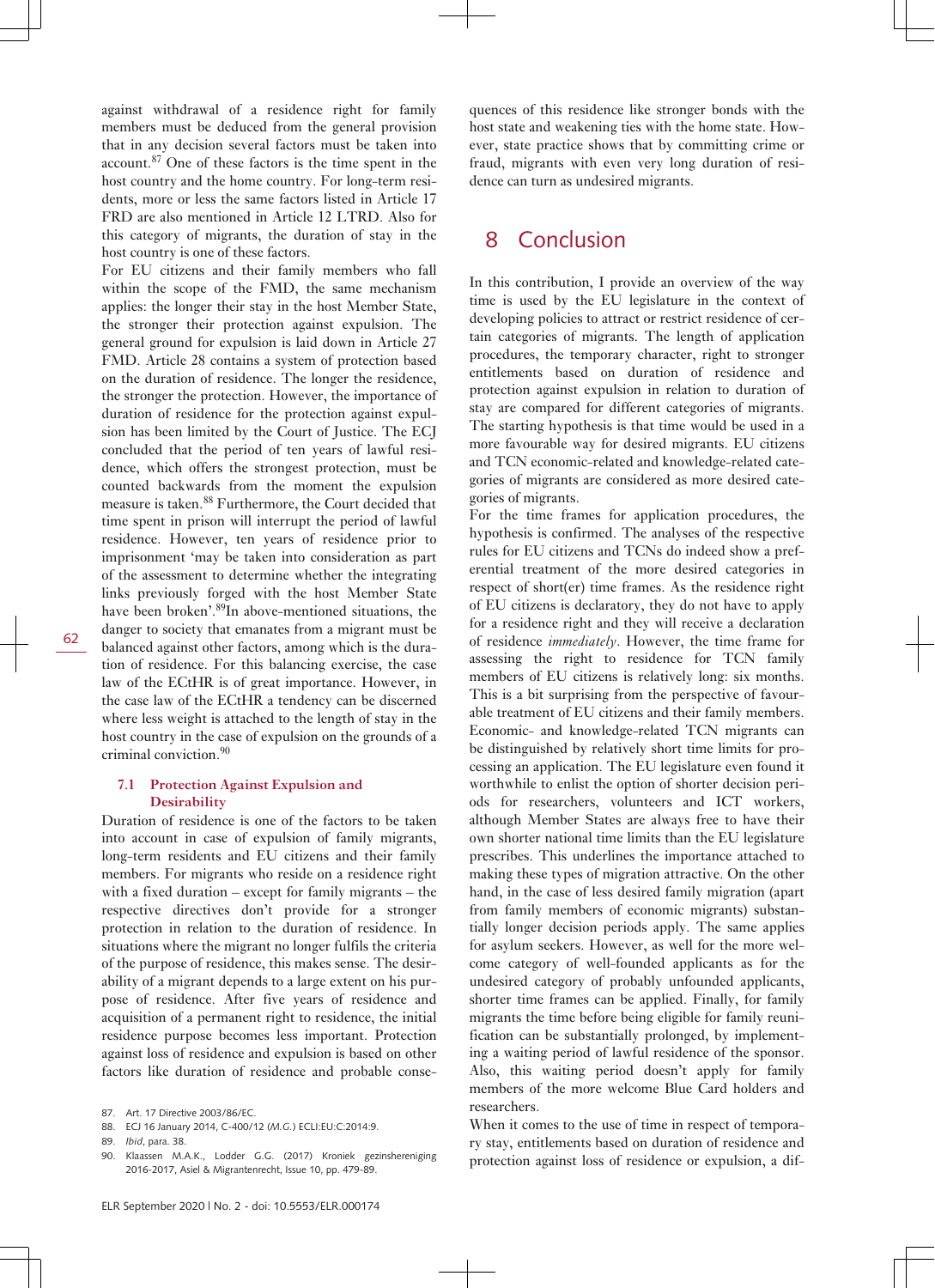against withdrawal of a residence right for family members must be deduced from the general provision that in any decision several factors must be taken into account.[87] One of these factors is the time spent in the host country and the home country. For long-term residents, more or less the same factors listed in Article 17 FRD are also mentioned in Article 12 LTRD. Also for this category of migrants, the duration of stay in the host country is one of these factors.

For EU citizens and their family members who fall within the scope of the FMD, the same mechanism applies: the longer their stay in the host Member State, the stronger their protection against expulsion. The general ground for expulsion is laid down in Article 27 FMD. Article 28 contains a system of protection based on the duration of residence. The longer the residence, the stronger the protection. However, the importance of duration of residence for the protection against expulsion has been limited by the Court of Justice. The ECJ concluded that the period of ten years of lawful residence, which offers the strongest protection, must be counted backwards from the moment the expulsion measure is taken.[88] Furthermore, the Court decided that time spent in prison will interrupt the period of lawful residence. However, ten years of residence prior to imprisonment 'may be taken into consideration as part of the assessment to determine whether the integrating links previously forged with the host Member State have been broken'.[89] In above-mentioned situations, the danger to society that emanates from a migrant must be balanced against other factors, among which is the duration of residence. For this balancing exercise, the case law of the ECtHR is of great importance. However, in the case law of the ECtHR a tendency can be discerned where less weight is attached to the length of stay in the host country in the case of expulsion on the grounds of a criminal conviction.[90]

### 7.1 Protection Against Expulsion and Desirability

Duration of residence is one of the factors to be taken into account in case of expulsion of family migrants, long-term residents and EU citizens and their family members. For migrants who reside on a residence right with a fixed duration – except for family migrants – the respective directives don't provide for a stronger protection in relation to the duration of residence. In situations where the migrant no longer fulfils the criteria of the purpose of residence, this makes sense. The desirability of a migrant depends to a large extent on his purpose of residence. After five years of residence and acquisition of a permanent right to residence, the initial residence purpose becomes less important. Protection against loss of residence and expulsion is based on other factors like duration of residence and probable consequences of this residence like stronger bonds with the host state and weakening ties with the home state. However, state practice shows that by committing crime or fraud, migrants with even very long duration of residence can turn as undesired migrants.

## 8 Conclusion

In this contribution, I provide an overview of the way time is used by the EU legislature in the context of developing policies to attract or restrict residence of certain categories of migrants. The length of application procedures, the temporary character, right to stronger entitlements based on duration of residence and protection against expulsion in relation to duration of stay are compared for different categories of migrants. The starting hypothesis is that time would be used in a more favourable way for desired migrants. EU citizens and TCN economic-related and knowledge-related categories of migrants are considered as more desired categories of migrants.

For the time frames for application procedures, the hypothesis is confirmed. The analyses of the respective rules for EU citizens and TCNs do indeed show a preferential treatment of the more desired categories in respect of short(er) time frames. As the residence right of EU citizens is declaratory, they do not have to apply for a residence right and they will receive a declaration of residence *immediately*. However, the time frame for assessing the right to residence for TCN family members of EU citizens is relatively long: six months. This is a bit surprising from the perspective of favourable treatment of EU citizens and their family members. Economic- and knowledge-related TCN migrants can be distinguished by relatively short time limits for processing an application. The EU legislature even found it worthwhile to enlist the option of shorter decision periods for researchers, volunteers and ICT workers, although Member States are always free to have their own shorter national time limits than the EU legislature prescribes. This underlines the importance attached to making these types of migration attractive. On the other hand, in the case of less desired family migration (apart from family members of economic migrants) substantially longer decision periods apply. The same applies for asylum seekers. However, as well for the more welcome category of well-founded applicants as for the undesired category of probably unfounded applicants, shorter time frames can be applied. Finally, for family migrants the time before being eligible for family reunification can be substantially prolonged, by implementing a waiting period of lawful residence of the sponsor. Also, this waiting period doesn't apply for family members of the more welcome Blue Card holders and researchers.

When it comes to the use of time in respect of temporary stay, entitlements based on duration of residence and protection against loss of residence or expulsion, a dif-

87. Art. 17 Directive 2003/86/EC.

88. ECJ 16 January 2014, C-400/12 (*M.G.*) ECLI:EU:C:2014:9.

89. *Ibid*, para. 38.

90. Klaassen M.A.K., Lodder G.G. (2017) Kroniek gezinshereniging 2016-2017, Asiel & Migrantenrecht, Issue 10, pp. 479-89.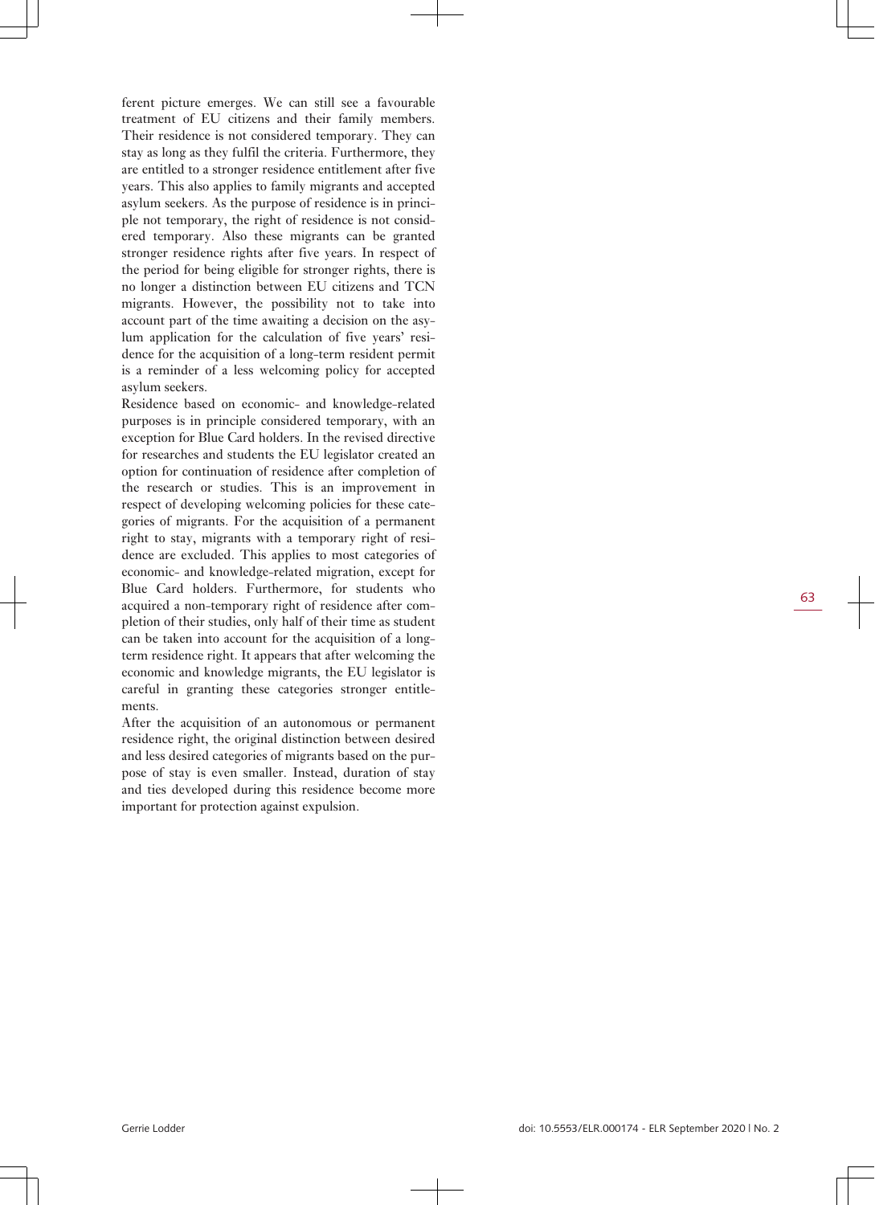ferent picture emerges. We can still see a favourable treatment of EU citizens and their family members. Their residence is not considered temporary. They can stay as long as they fulfil the criteria. Furthermore, they are entitled to a stronger residence entitlement after five years. This also applies to family migrants and accepted asylum seekers. As the purpose of residence is in principle not temporary, the right of residence is not considered temporary. Also these migrants can be granted stronger residence rights after five years. In respect of the period for being eligible for stronger rights, there is no longer a distinction between EU citizens and TCN migrants. However, the possibility not to take into account part of the time awaiting a decision on the asylum application for the calculation of five years' residence for the acquisition of a long-term resident permit is a reminder of a less welcoming policy for accepted asylum seekers.

Residence based on economic- and knowledge-related purposes is in principle considered temporary, with an exception for Blue Card holders. In the revised directive for researches and students the EU legislator created an option for continuation of residence after completion of the research or studies. This is an improvement in respect of developing welcoming policies for these categories of migrants. For the acquisition of a permanent right to stay, migrants with a temporary right of residence are excluded. This applies to most categories of economic- and knowledge-related migration, except for Blue Card holders. Furthermore, for students who acquired a non-temporary right of residence after completion of their studies, only half of their time as student can be taken into account for the acquisition of a long-term residence right. It appears that after welcoming the economic and knowledge migrants, the EU legislator is careful in granting these categories stronger entitlements.

After the acquisition of an autonomous or permanent residence right, the original distinction between desired and less desired categories of migrants based on the purpose of stay is even smaller. Instead, duration of stay and ties developed during this residence become more important for protection against expulsion.